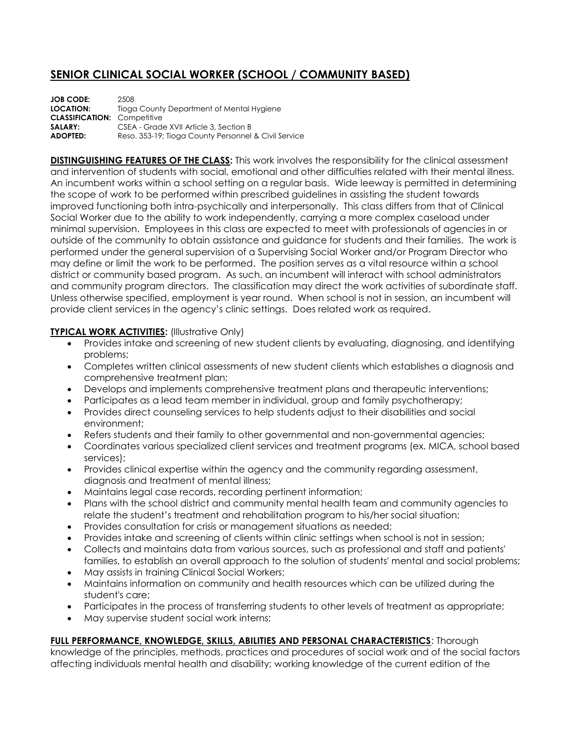## SENIOR CLINICAL SOCIAL WORKER (SCHOOL / COMMUNITY BASED)

**JOB CODE:** 2508
**LOCATION:** Tioga County Department of Mental Hygiene
**CLASSIFICATION:** Competitive
**SALARY:** CSEA - Grade XVII Article 3, Section B
**ADOPTED:** Reso. 353-19; Tioga County Personnel & Civil Service

**DISTINGUISHING FEATURES OF THE CLASS:** This work involves the responsibility for the clinical assessment and intervention of students with social, emotional and other difficulties related with their mental illness. An incumbent works within a school setting on a regular basis. Wide leeway is permitted in determining the scope of work to be performed within prescribed guidelines in assisting the student towards improved functioning both intra-psychically and interpersonally. This class differs from that of Clinical Social Worker due to the ability to work independently, carrying a more complex caseload under minimal supervision. Employees in this class are expected to meet with professionals of agencies in or outside of the community to obtain assistance and guidance for students and their families. The work is performed under the general supervision of a Supervising Social Worker and/or Program Director who may define or limit the work to be performed. The position serves as a vital resource within a school district or community based program. As such, an incumbent will interact with school administrators and community program directors. The classification may direct the work activities of subordinate staff. Unless otherwise specified, employment is year round. When school is not in session, an incumbent will provide client services in the agency's clinic settings. Does related work as required.

**TYPICAL WORK ACTIVITIES:** (Illustrative Only)

- Provides intake and screening of new student clients by evaluating, diagnosing, and identifying problems;
- Completes written clinical assessments of new student clients which establishes a diagnosis and comprehensive treatment plan;
- Develops and implements comprehensive treatment plans and therapeutic interventions;
- Participates as a lead team member in individual, group and family psychotherapy;
- Provides direct counseling services to help students adjust to their disabilities and social environment;
- Refers students and their family to other governmental and non-governmental agencies;
- Coordinates various specialized client services and treatment programs (ex. MICA, school based services);
- Provides clinical expertise within the agency and the community regarding assessment, diagnosis and treatment of mental illness;
- Maintains legal case records, recording pertinent information;
- Plans with the school district and community mental health team and community agencies to relate the student's treatment and rehabilitation program to his/her social situation;
- Provides consultation for crisis or management situations as needed;
- Provides intake and screening of clients within clinic settings when school is not in session;
- Collects and maintains data from various sources, such as professional and staff and patients' families, to establish an overall approach to the solution of students' mental and social problems;
- May assists in training Clinical Social Workers;
- Maintains information on community and health resources which can be utilized during the student's care;
- Participates in the process of transferring students to other levels of treatment as appropriate;
- May supervise student social work interns;

**FULL PERFORMANCE, KNOWLEDGE, SKILLS, ABILITIES AND PERSONAL CHARACTERISTICS**: Thorough knowledge of the principles, methods, practices and procedures of social work and of the social factors affecting individuals mental health and disability; working knowledge of the current edition of the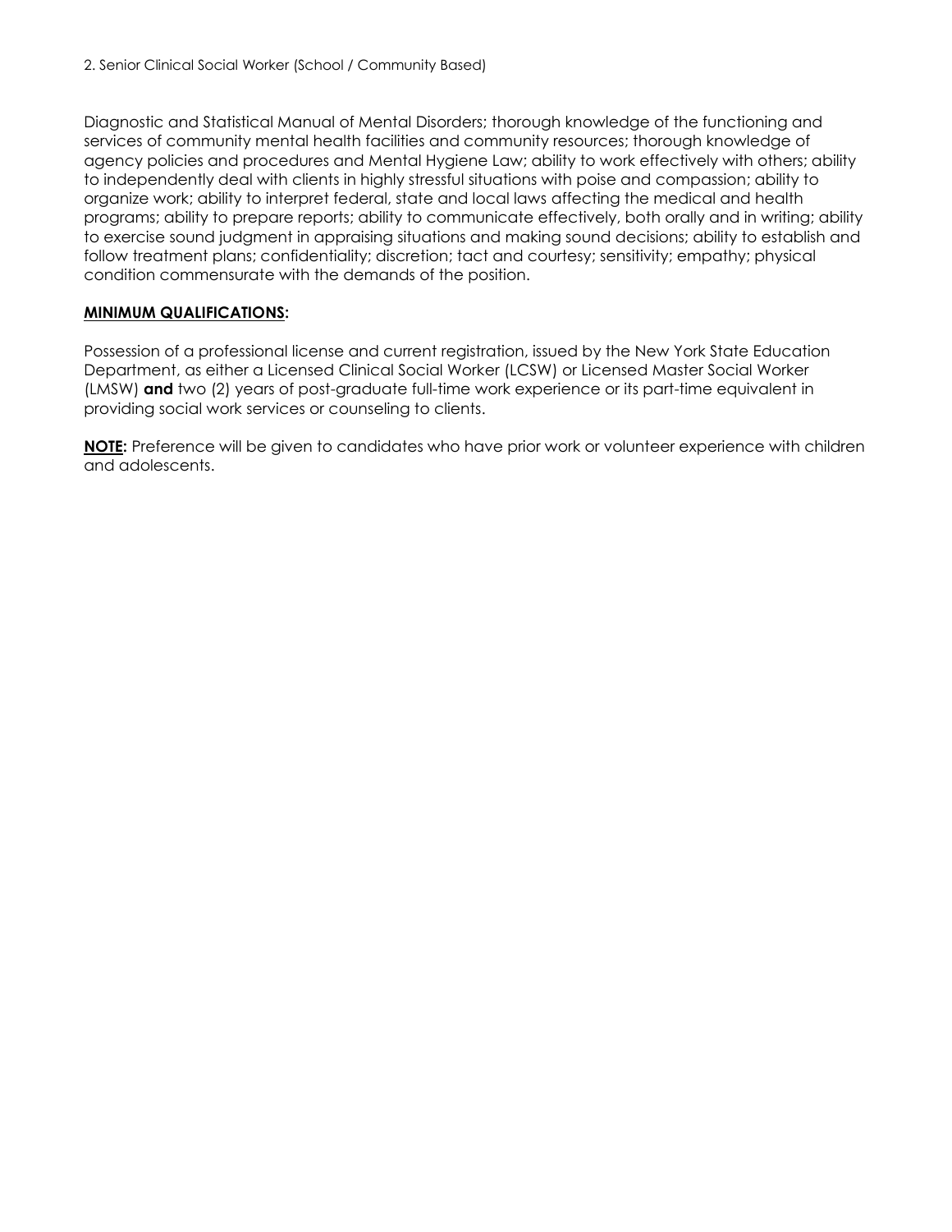Diagnostic and Statistical Manual of Mental Disorders; thorough knowledge of the functioning and services of community mental health facilities and community resources; thorough knowledge of agency policies and procedures and Mental Hygiene Law; ability to work effectively with others; ability to independently deal with clients in highly stressful situations with poise and compassion; ability to organize work; ability to interpret federal, state and local laws affecting the medical and health programs; ability to prepare reports; ability to communicate effectively, both orally and in writing; ability to exercise sound judgment in appraising situations and making sound decisions; ability to establish and follow treatment plans; confidentiality; discretion; tact and courtesy; sensitivity; empathy; physical condition commensurate with the demands of the position.

**MINIMUM QUALIFICATIONS:**

Possession of a professional license and current registration, issued by the New York State Education Department, as either a Licensed Clinical Social Worker (LCSW) or Licensed Master Social Worker (LMSW) **and** two (2) years of post-graduate full-time work experience or its part-time equivalent in providing social work services or counseling to clients.

**NOTE:** Preference will be given to candidates who have prior work or volunteer experience with children and adolescents.